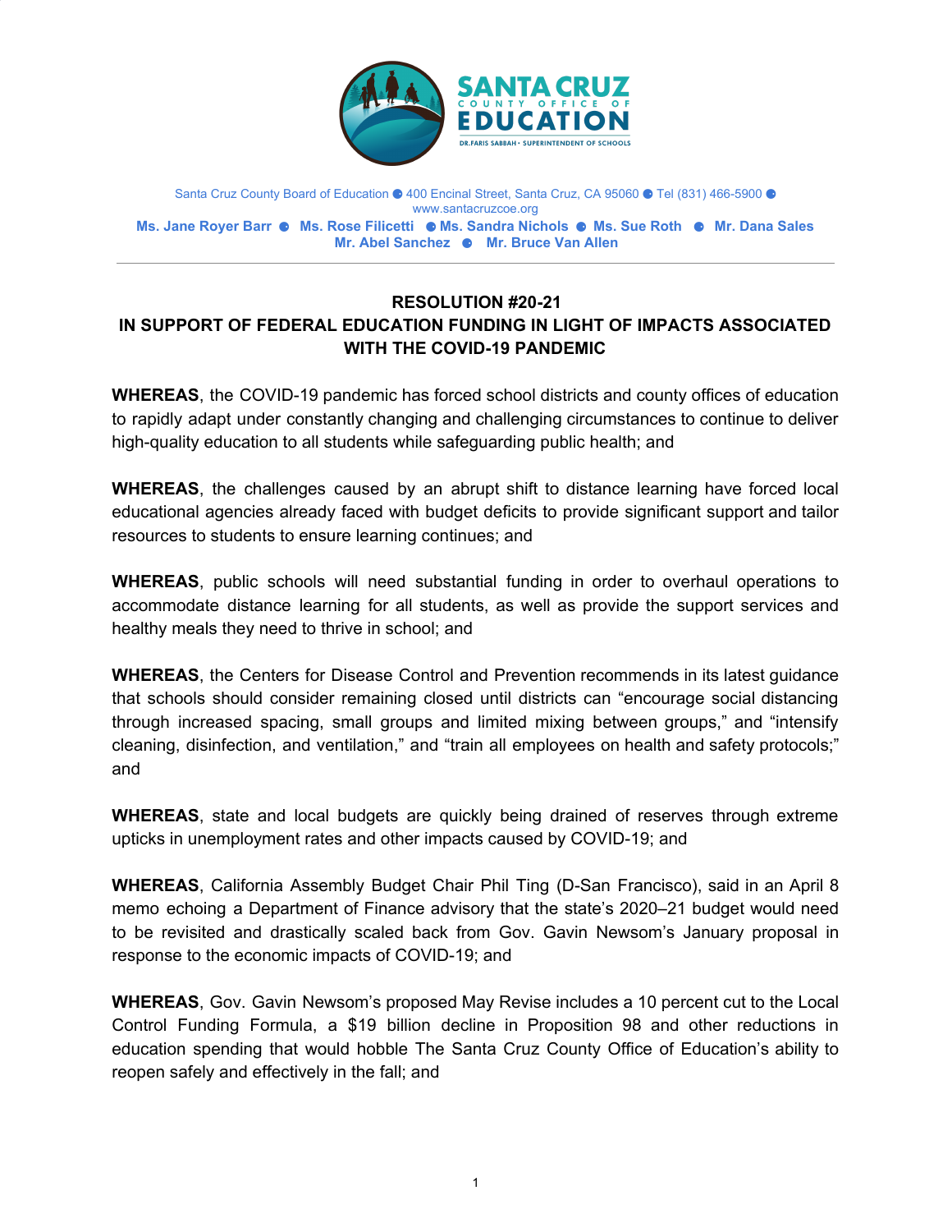Santa Cruz County Board of Education ● 400 Encinal Street, Santa Cruz, CA 95060 ● Tel (831) 466-5900 ● www.santacruzcoe.org

**Ms. Jane Royer Barr ● Ms. Rose Filicetti ● Ms. Sandra Nichols ● Ms. Sue Roth ● Mr. Dana Sales**
**Mr. Abel Sanchez ● Mr. Bruce Van Allen**

---

## RESOLUTION #20-21
## IN SUPPORT OF FEDERAL EDUCATION FUNDING IN LIGHT OF IMPACTS ASSOCIATED WITH THE COVID-19 PANDEMIC

**WHEREAS**, the COVID-19 pandemic has forced school districts and county offices of education to rapidly adapt under constantly changing and challenging circumstances to continue to deliver high-quality education to all students while safeguarding public health; and

**WHEREAS**, the challenges caused by an abrupt shift to distance learning have forced local educational agencies already faced with budget deficits to provide significant support and tailor resources to students to ensure learning continues; and

**WHEREAS**, public schools will need substantial funding in order to overhaul operations to accommodate distance learning for all students, as well as provide the support services and healthy meals they need to thrive in school; and

**WHEREAS**, the Centers for Disease Control and Prevention recommends in its latest guidance that schools should consider remaining closed until districts can "encourage social distancing through increased spacing, small groups and limited mixing between groups," and "intensify cleaning, disinfection, and ventilation," and "train all employees on health and safety protocols;" and

**WHEREAS**, state and local budgets are quickly being drained of reserves through extreme upticks in unemployment rates and other impacts caused by COVID-19; and

**WHEREAS**, California Assembly Budget Chair Phil Ting (D-San Francisco), said in an April 8 memo echoing a Department of Finance advisory that the state's 2020–21 budget would need to be revisited and drastically scaled back from Gov. Gavin Newsom's January proposal in response to the economic impacts of COVID-19; and

**WHEREAS**, Gov. Gavin Newsom's proposed May Revise includes a 10 percent cut to the Local Control Funding Formula, a $19 billion decline in Proposition 98 and other reductions in education spending that would hobble The Santa Cruz County Office of Education's ability to reopen safely and effectively in the fall; and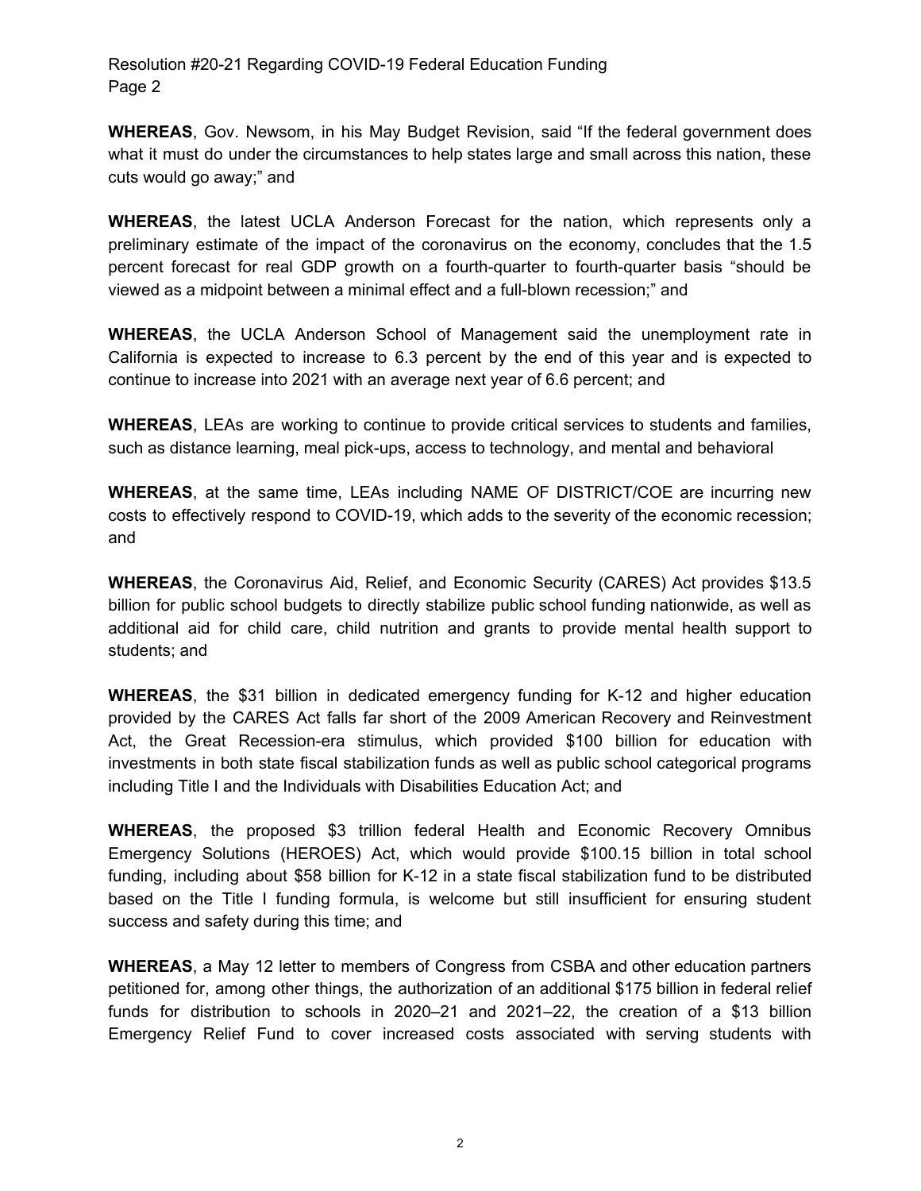**WHEREAS**, Gov. Newsom, in his May Budget Revision, said "If the federal government does what it must do under the circumstances to help states large and small across this nation, these cuts would go away;" and

**WHEREAS**, the latest UCLA Anderson Forecast for the nation, which represents only a preliminary estimate of the impact of the coronavirus on the economy, concludes that the 1.5 percent forecast for real GDP growth on a fourth-quarter to fourth-quarter basis "should be viewed as a midpoint between a minimal effect and a full-blown recession;" and

**WHEREAS**, the UCLA Anderson School of Management said the unemployment rate in California is expected to increase to 6.3 percent by the end of this year and is expected to continue to increase into 2021 with an average next year of 6.6 percent; and

**WHEREAS**, LEAs are working to continue to provide critical services to students and families, such as distance learning, meal pick-ups, access to technology, and mental and behavioral

**WHEREAS**, at the same time, LEAs including NAME OF DISTRICT/COE are incurring new costs to effectively respond to COVID-19, which adds to the severity of the economic recession; and

**WHEREAS**, the Coronavirus Aid, Relief, and Economic Security (CARES) Act provides $13.5 billion for public school budgets to directly stabilize public school funding nationwide, as well as additional aid for child care, child nutrition and grants to provide mental health support to students; and

**WHEREAS**, the $31 billion in dedicated emergency funding for K-12 and higher education provided by the CARES Act falls far short of the 2009 American Recovery and Reinvestment Act, the Great Recession-era stimulus, which provided $100 billion for education with investments in both state fiscal stabilization funds as well as public school categorical programs including Title I and the Individuals with Disabilities Education Act; and

**WHEREAS**, the proposed $3 trillion federal Health and Economic Recovery Omnibus Emergency Solutions (HEROES) Act, which would provide $100.15 billion in total school funding, including about $58 billion for K-12 in a state fiscal stabilization fund to be distributed based on the Title I funding formula, is welcome but still insufficient for ensuring student success and safety during this time; and

**WHEREAS**, a May 12 letter to members of Congress from CSBA and other education partners petitioned for, among other things, the authorization of an additional $175 billion in federal relief funds for distribution to schools in 2020–21 and 2021–22, the creation of a $13 billion Emergency Relief Fund to cover increased costs associated with serving students with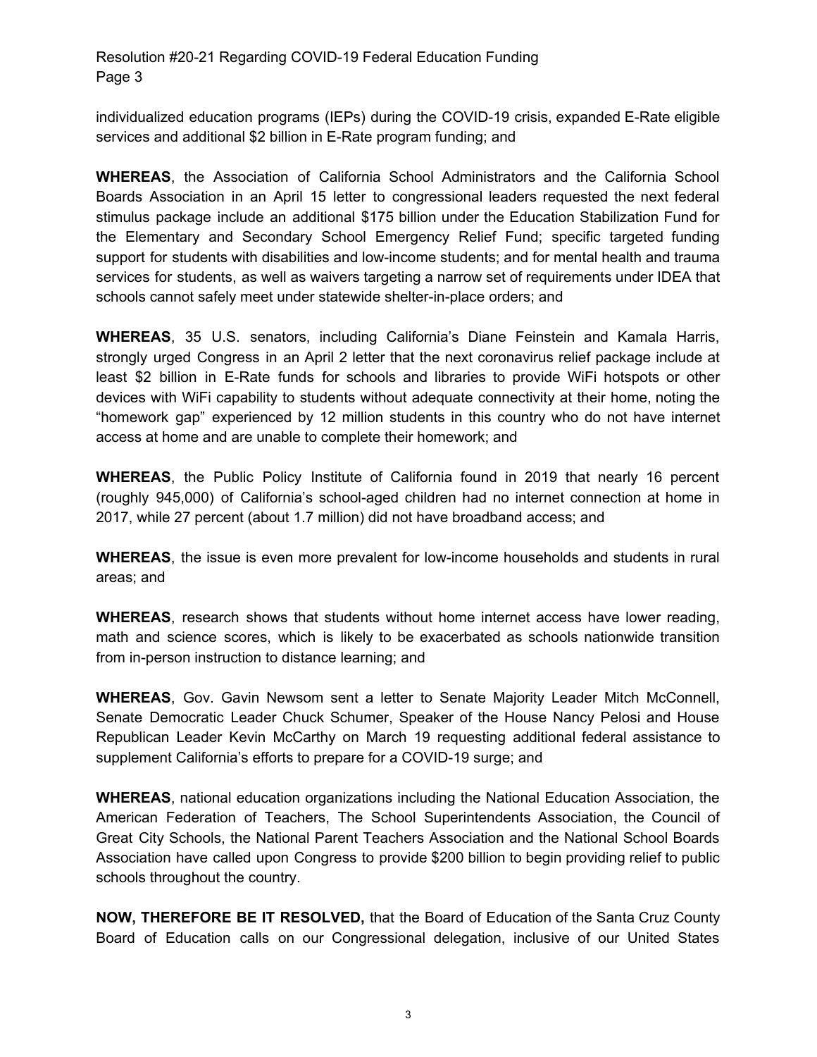individualized education programs (IEPs) during the COVID-19 crisis, expanded E-Rate eligible services and additional $2 billion in E-Rate program funding; and

**WHEREAS**, the Association of California School Administrators and the California School Boards Association in an April 15 letter to congressional leaders requested the next federal stimulus package include an additional $175 billion under the Education Stabilization Fund for the Elementary and Secondary School Emergency Relief Fund; specific targeted funding support for students with disabilities and low-income students; and for mental health and trauma services for students, as well as waivers targeting a narrow set of requirements under IDEA that schools cannot safely meet under statewide shelter-in-place orders; and

**WHEREAS**, 35 U.S. senators, including California's Diane Feinstein and Kamala Harris, strongly urged Congress in an April 2 letter that the next coronavirus relief package include at least $2 billion in E-Rate funds for schools and libraries to provide WiFi hotspots or other devices with WiFi capability to students without adequate connectivity at their home, noting the "homework gap" experienced by 12 million students in this country who do not have internet access at home and are unable to complete their homework; and

**WHEREAS**, the Public Policy Institute of California found in 2019 that nearly 16 percent (roughly 945,000) of California's school-aged children had no internet connection at home in 2017, while 27 percent (about 1.7 million) did not have broadband access; and

**WHEREAS**, the issue is even more prevalent for low-income households and students in rural areas; and

**WHEREAS**, research shows that students without home internet access have lower reading, math and science scores, which is likely to be exacerbated as schools nationwide transition from in-person instruction to distance learning; and

**WHEREAS**, Gov. Gavin Newsom sent a letter to Senate Majority Leader Mitch McConnell, Senate Democratic Leader Chuck Schumer, Speaker of the House Nancy Pelosi and House Republican Leader Kevin McCarthy on March 19 requesting additional federal assistance to supplement California's efforts to prepare for a COVID-19 surge; and

**WHEREAS**, national education organizations including the National Education Association, the American Federation of Teachers, The School Superintendents Association, the Council of Great City Schools, the National Parent Teachers Association and the National School Boards Association have called upon Congress to provide $200 billion to begin providing relief to public schools throughout the country.

**NOW, THEREFORE BE IT RESOLVED,** that the Board of Education of the Santa Cruz County Board of Education calls on our Congressional delegation, inclusive of our United States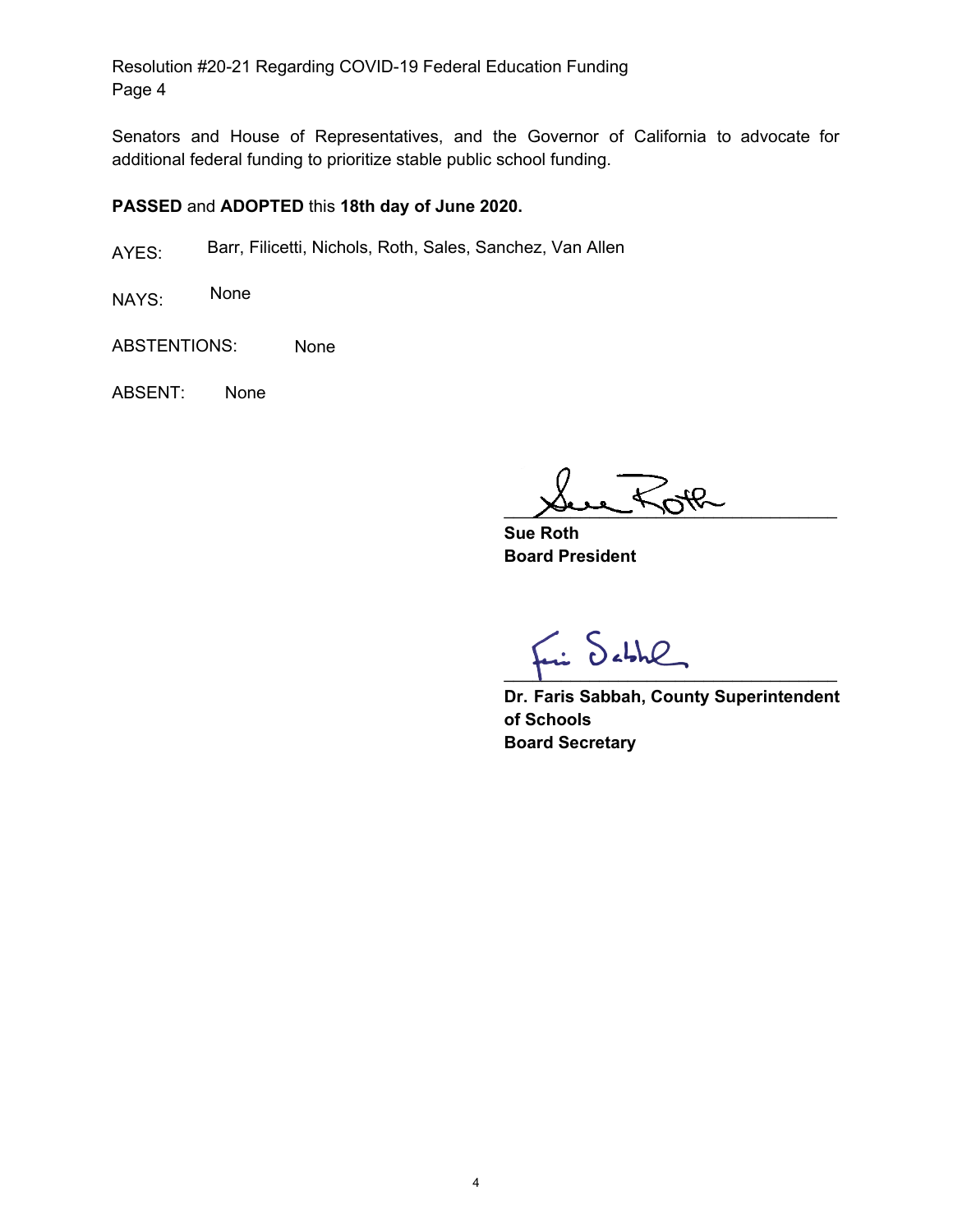Senators and House of Representatives, and the Governor of California to advocate for additional federal funding to prioritize stable public school funding.

**PASSED** and **ADOPTED** this **18th day of June 2020.**

AYES: Barr, Filicetti, Nichols, Roth, Sales, Sanchez, Van Allen

NAYS: None

ABSTENTIONS: None

ABSENT: None

**Sue Roth**
**Board President**

**Dr. Faris Sabbah, County Superintendent of Schools**
**Board Secretary**